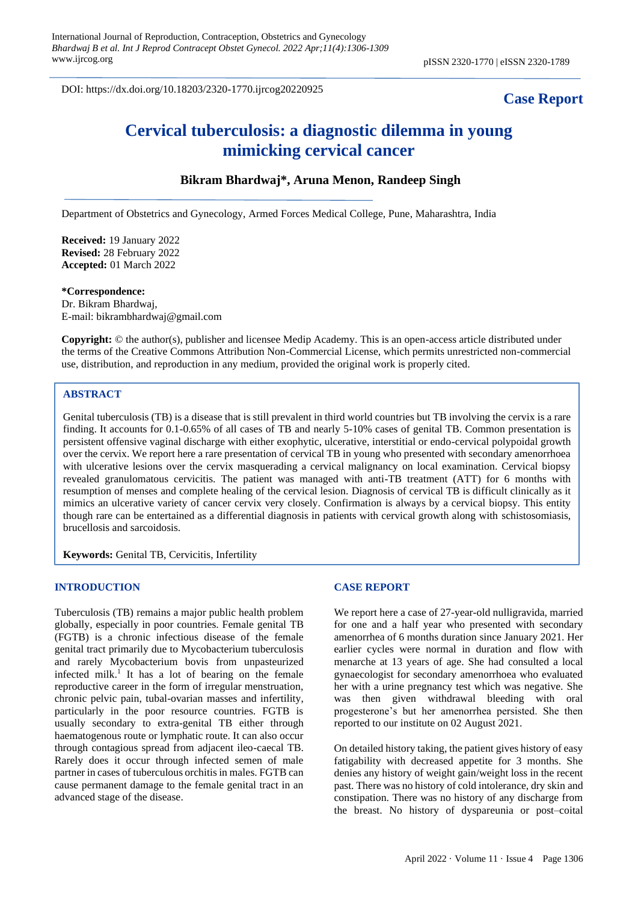DOI: https://dx.doi.org/10.18203/2320-1770.ijrcog20220925

**Case Report**

# Cervical tuberculosis: a diagnostic dilemma in young mimicking cervical cancer

**Bikram Bhardwaj\*, Aruna Menon, Randeep Singh**

Department of Obstetrics and Gynecology, Armed Forces Medical College, Pune, Maharashtra, India

**Received:** 19 January 2022
**Revised:** 28 February 2022
**Accepted:** 01 March 2022

**\*Correspondence:**
Dr. Bikram Bhardwaj,
E-mail: bikrambhardwaj@gmail.com

**Copyright:** © the author(s), publisher and licensee Medip Academy. This is an open-access article distributed under the terms of the Creative Commons Attribution Non-Commercial License, which permits unrestricted non-commercial use, distribution, and reproduction in any medium, provided the original work is properly cited.

## ABSTRACT

Genital tuberculosis (TB) is a disease that is still prevalent in third world countries but TB involving the cervix is a rare finding. It accounts for 0.1-0.65% of all cases of TB and nearly 5-10% cases of genital TB. Common presentation is persistent offensive vaginal discharge with either exophytic, ulcerative, interstitial or endo-cervical polypoidal growth over the cervix. We report here a rare presentation of cervical TB in young who presented with secondary amenorrhoea with ulcerative lesions over the cervix masquerading a cervical malignancy on local examination. Cervical biopsy revealed granulomatous cervicitis. The patient was managed with anti-TB treatment (ATT) for 6 months with resumption of menses and complete healing of the cervical lesion. Diagnosis of cervical TB is difficult clinically as it mimics an ulcerative variety of cancer cervix very closely. Confirmation is always by a cervical biopsy. This entity though rare can be entertained as a differential diagnosis in patients with cervical growth along with schistosomiasis, brucellosis and sarcoidosis.

**Keywords:** Genital TB, Cervicitis, Infertility

## INTRODUCTION

Tuberculosis (TB) remains a major public health problem globally, especially in poor countries. Female genital TB (FGTB) is a chronic infectious disease of the female genital tract primarily due to Mycobacterium tuberculosis and rarely Mycobacterium bovis from unpasteurized infected milk.[1] It has a lot of bearing on the female reproductive career in the form of irregular menstruation, chronic pelvic pain, tubal-ovarian masses and infertility, particularly in the poor resource countries. FGTB is usually secondary to extra-genital TB either through haematogenous route or lymphatic route. It can also occur through contagious spread from adjacent ileo-caecal TB. Rarely does it occur through infected semen of male partner in cases of tuberculous orchitis in males. FGTB can cause permanent damage to the female genital tract in an advanced stage of the disease.

## CASE REPORT

We report here a case of 27-year-old nulligravida, married for one and a half year who presented with secondary amenorrhea of 6 months duration since January 2021. Her earlier cycles were normal in duration and flow with menarche at 13 years of age. She had consulted a local gynaecologist for secondary amenorrhoea who evaluated her with a urine pregnancy test which was negative. She was then given withdrawal bleeding with oral progesterone's but her amenorrhea persisted. She then reported to our institute on 02 August 2021.

On detailed history taking, the patient gives history of easy fatigability with decreased appetite for 3 months. She denies any history of weight gain/weight loss in the recent past. There was no history of cold intolerance, dry skin and constipation. There was no history of any discharge from the breast. No history of dyspareunia or post–coital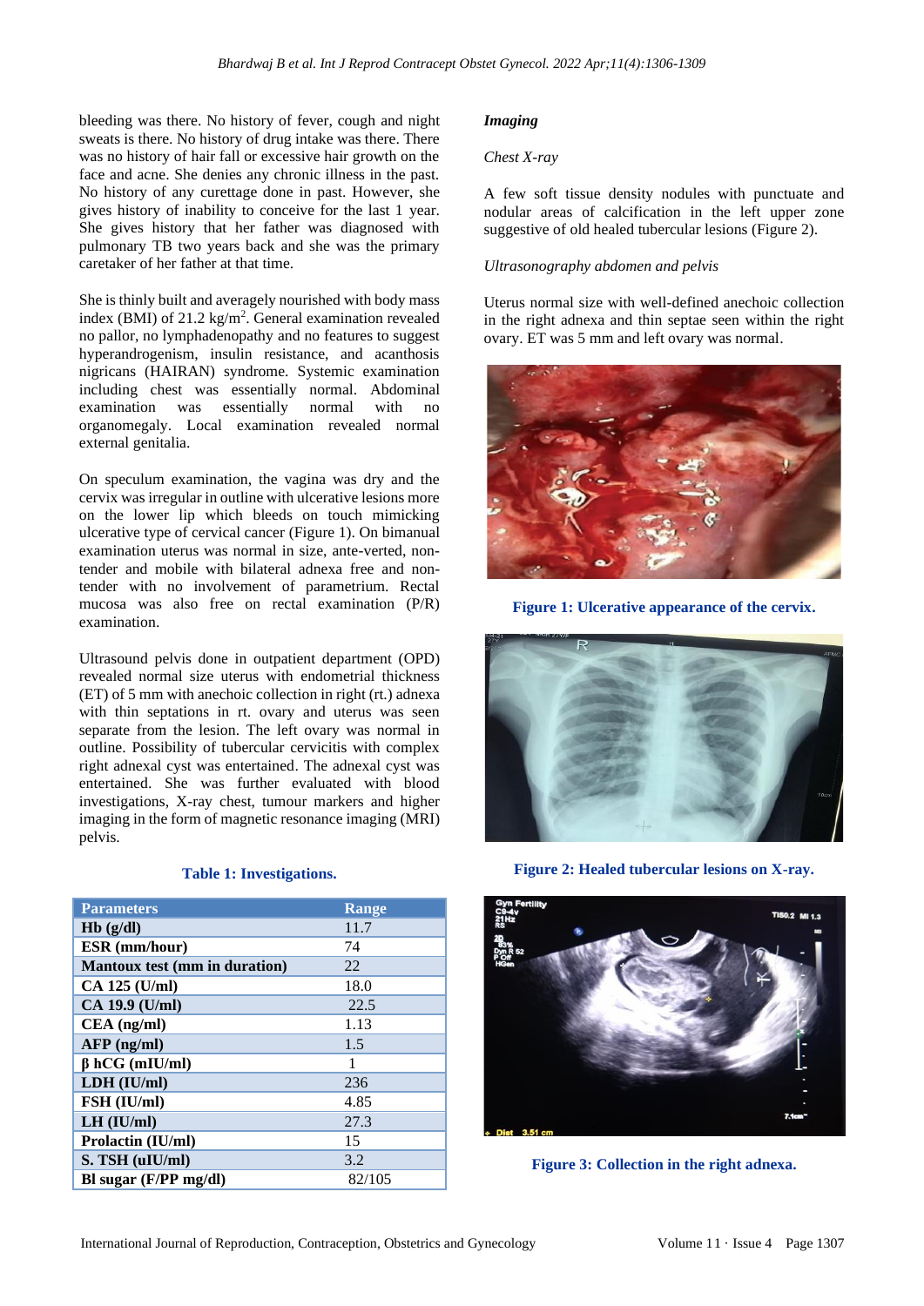bleeding was there. No history of fever, cough and night sweats is there. No history of drug intake was there. There was no history of hair fall or excessive hair growth on the face and acne. She denies any chronic illness in the past. No history of any curettage done in past. However, she gives history of inability to conceive for the last 1 year. She gives history that her father was diagnosed with pulmonary TB two years back and she was the primary caretaker of her father at that time.

She is thinly built and averagely nourished with body mass index (BMI) of 21.2 kg/m$^2$. General examination revealed no pallor, no lymphadenopathy and no features to suggest hyperandrogenism, insulin resistance, and acanthosis nigricans (HAIRAN) syndrome. Systemic examination including chest was essentially normal. Abdominal examination was essentially normal with no organomegaly. Local examination revealed normal external genitalia.

On speculum examination, the vagina was dry and the cervix was irregular in outline with ulcerative lesions more on the lower lip which bleeds on touch mimicking ulcerative type of cervical cancer (Figure 1). On bimanual examination uterus was normal in size, ante-verted, non-tender and mobile with bilateral adnexa free and non-tender with no involvement of parametrium. Rectal mucosa was also free on rectal examination (P/R) examination.

Ultrasound pelvis done in outpatient department (OPD) revealed normal size uterus with endometrial thickness (ET) of 5 mm with anechoic collection in right (rt.) adnexa with thin septations in rt. ovary and uterus was seen separate from the lesion. The left ovary was normal in outline. Possibility of tubercular cervicitis with complex right adnexal cyst was entertained. The adnexal cyst was entertained. She was further evaluated with blood investigations, X-ray chest, tumour markers and higher imaging in the form of magnetic resonance imaging (MRI) pelvis.

**Table 1: Investigations.**

| Parameters | Range |
|---|---|
| Hb (g/dl) | 11.7 |
| ESR (mm/hour) | 74 |
| Mantoux test (mm in duration) | 22 |
| CA 125 (U/ml) | 18.0 |
| CA 19.9 (U/ml) | 22.5 |
| CEA (ng/ml) | 1.13 |
| AFP (ng/ml) | 1.5 |
| β hCG (mIU/ml) | 1 |
| LDH (IU/ml) | 236 |
| FSH (IU/ml) | 4.85 |
| LH (IU/ml) | 27.3 |
| Prolactin (IU/ml) | 15 |
| S. TSH (uIU/ml) | 3.2 |
| Bl sugar (F/PP mg/dl) | 82/105 |

***Imaging***

*Chest X-ray*

A few soft tissue density nodules with punctuate and nodular areas of calcification in the left upper zone suggestive of old healed tubercular lesions (Figure 2).

*Ultrasonography abdomen and pelvis*

Uterus normal size with well-defined anechoic collection in the right adnexa and thin septae seen within the right ovary. ET was 5 mm and left ovary was normal.

**Figure 1: Ulcerative appearance of the cervix.**

**Figure 2: Healed tubercular lesions on X-ray.**

**Figure 3: Collection in the right adnexa.**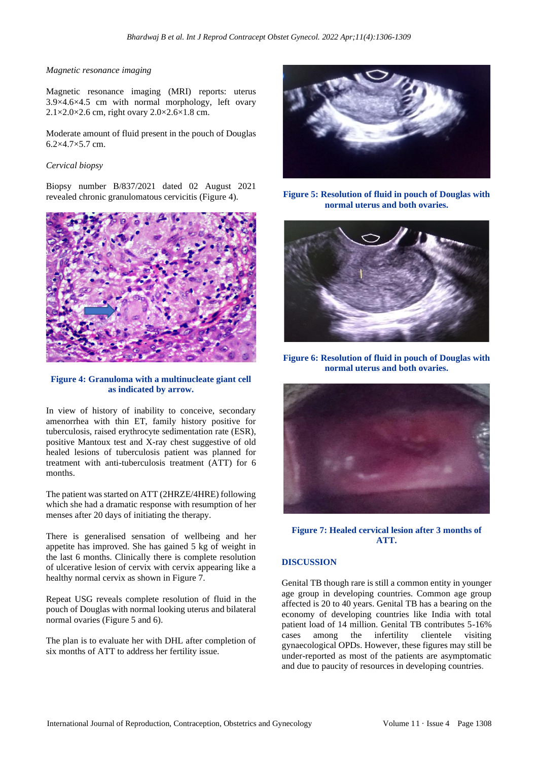### *Magnetic resonance imaging*

Magnetic resonance imaging (MRI) reports: uterus 3.9×4.6×4.5 cm with normal morphology, left ovary 2.1×2.0×2.6 cm, right ovary 2.0×2.6×1.8 cm.

Moderate amount of fluid present in the pouch of Douglas 6.2×4.7×5.7 cm.

### *Cervical biopsy*

Biopsy number B/837/2021 dated 02 August 2021 revealed chronic granulomatous cervicitis (Figure 4).

**Figure 4: Granuloma with a multinucleate giant cell as indicated by arrow.**

In view of history of inability to conceive, secondary amenorrhea with thin ET, family history positive for tuberculosis, raised erythrocyte sedimentation rate (ESR), positive Mantoux test and X-ray chest suggestive of old healed lesions of tuberculosis patient was planned for treatment with anti-tuberculosis treatment (ATT) for 6 months.

The patient was started on ATT (2HRZE/4HRE) following which she had a dramatic response with resumption of her menses after 20 days of initiating the therapy.

There is generalised sensation of wellbeing and her appetite has improved. She has gained 5 kg of weight in the last 6 months. Clinically there is complete resolution of ulcerative lesion of cervix with cervix appearing like a healthy normal cervix as shown in Figure 7.

Repeat USG reveals complete resolution of fluid in the pouch of Douglas with normal looking uterus and bilateral normal ovaries (Figure 5 and 6).

The plan is to evaluate her with DHL after completion of six months of ATT to address her fertility issue.

**Figure 5: Resolution of fluid in pouch of Douglas with normal uterus and both ovaries.**

**Figure 6: Resolution of fluid in pouch of Douglas with normal uterus and both ovaries.**

**Figure 7: Healed cervical lesion after 3 months of ATT.**

## DISCUSSION

Genital TB though rare is still a common entity in younger age group in developing countries. Common age group affected is 20 to 40 years. Genital TB has a bearing on the economy of developing countries like India with total patient load of 14 million. Genital TB contributes 5-16% cases among the infertility clientele visiting gynaecological OPDs. However, these figures may still be under-reported as most of the patients are asymptomatic and due to paucity of resources in developing countries.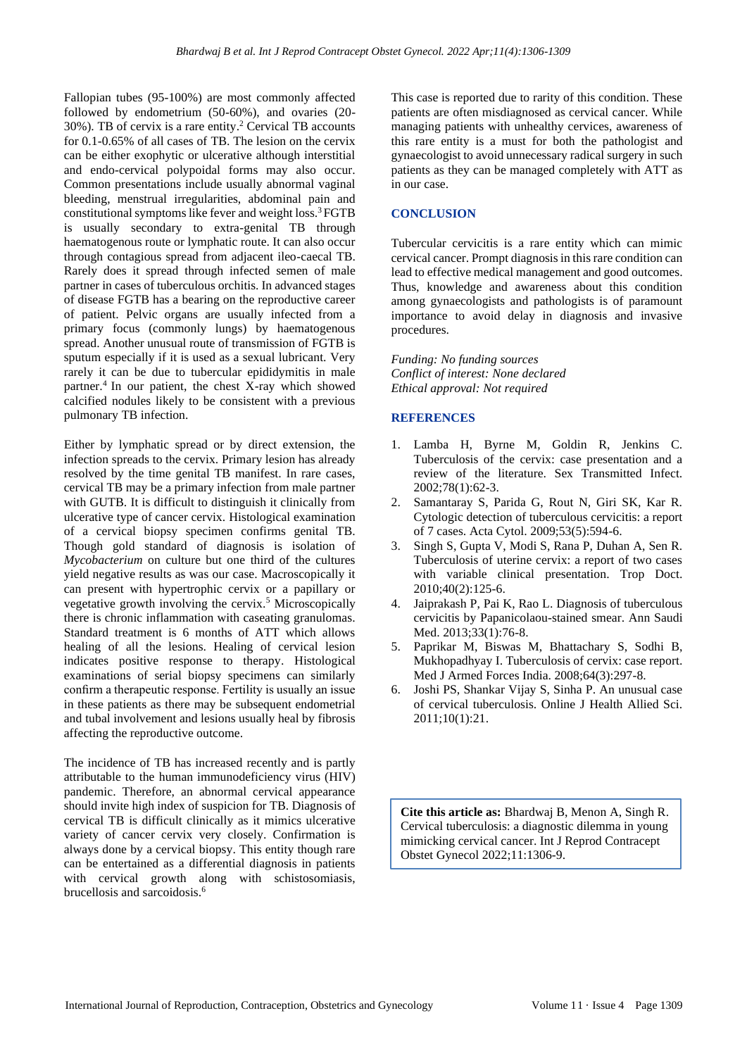Fallopian tubes (95-100%) are most commonly affected followed by endometrium (50-60%), and ovaries (20-30%). TB of cervix is a rare entity.[2] Cervical TB accounts for 0.1-0.65% of all cases of TB. The lesion on the cervix can be either exophytic or ulcerative although interstitial and endo-cervical polypoidal forms may also occur. Common presentations include usually abnormal vaginal bleeding, menstrual irregularities, abdominal pain and constitutional symptoms like fever and weight loss.[3] FGTB is usually secondary to extra-genital TB through haematogenous route or lymphatic route. It can also occur through contagious spread from adjacent ileo-caecal TB. Rarely does it spread through infected semen of male partner in cases of tuberculous orchitis. In advanced stages of disease FGTB has a bearing on the reproductive career of patient. Pelvic organs are usually infected from a primary focus (commonly lungs) by haematogenous spread. Another unusual route of transmission of FGTB is sputum especially if it is used as a sexual lubricant. Very rarely it can be due to tubercular epididymitis in male partner.[4] In our patient, the chest X-ray which showed calcified nodules likely to be consistent with a previous pulmonary TB infection.

Either by lymphatic spread or by direct extension, the infection spreads to the cervix. Primary lesion has already resolved by the time genital TB manifest. In rare cases, cervical TB may be a primary infection from male partner with GUTB. It is difficult to distinguish it clinically from ulcerative type of cancer cervix. Histological examination of a cervical biopsy specimen confirms genital TB. Though gold standard of diagnosis is isolation of *Mycobacterium* on culture but one third of the cultures yield negative results as was our case. Macroscopically it can present with hypertrophic cervix or a papillary or vegetative growth involving the cervix.[5] Microscopically there is chronic inflammation with caseating granulomas. Standard treatment is 6 months of ATT which allows healing of all the lesions. Healing of cervical lesion indicates positive response to therapy. Histological examinations of serial biopsy specimens can similarly confirm a therapeutic response. Fertility is usually an issue in these patients as there may be subsequent endometrial and tubal involvement and lesions usually heal by fibrosis affecting the reproductive outcome.

The incidence of TB has increased recently and is partly attributable to the human immunodeficiency virus (HIV) pandemic. Therefore, an abnormal cervical appearance should invite high index of suspicion for TB. Diagnosis of cervical TB is difficult clinically as it mimics ulcerative variety of cancer cervix very closely. Confirmation is always done by a cervical biopsy. This entity though rare can be entertained as a differential diagnosis in patients with cervical growth along with schistosomiasis, brucellosis and sarcoidosis.[6]

This case is reported due to rarity of this condition. These patients are often misdiagnosed as cervical cancer. While managing patients with unhealthy cervices, awareness of this rare entity is a must for both the pathologist and gynaecologist to avoid unnecessary radical surgery in such patients as they can be managed completely with ATT as in our case.

## CONCLUSION

Tubercular cervicitis is a rare entity which can mimic cervical cancer. Prompt diagnosis in this rare condition can lead to effective medical management and good outcomes. Thus, knowledge and awareness about this condition among gynaecologists and pathologists is of paramount importance to avoid delay in diagnosis and invasive procedures.

*Funding: No funding sources*
*Conflict of interest: None declared*
*Ethical approval: Not required*

## REFERENCES

1. Lamba H, Byrne M, Goldin R, Jenkins C. Tuberculosis of the cervix: case presentation and a review of the literature. Sex Transmitted Infect. 2002;78(1):62-3.
2. Samantaray S, Parida G, Rout N, Giri SK, Kar R. Cytologic detection of tuberculous cervicitis: a report of 7 cases. Acta Cytol. 2009;53(5):594-6.
3. Singh S, Gupta V, Modi S, Rana P, Duhan A, Sen R. Tuberculosis of uterine cervix: a report of two cases with variable clinical presentation. Trop Doct. 2010;40(2):125-6.
4. Jaiprakash P, Pai K, Rao L. Diagnosis of tuberculous cervicitis by Papanicolaou-stained smear. Ann Saudi Med. 2013;33(1):76-8.
5. Paprikar M, Biswas M, Bhattachary S, Sodhi B, Mukhopadhyay I. Tuberculosis of cervix: case report. Med J Armed Forces India. 2008;64(3):297-8.
6. Joshi PS, Shankar Vijay S, Sinha P. An unusual case of cervical tuberculosis. Online J Health Allied Sci. 2011;10(1):21.

**Cite this article as:** Bhardwaj B, Menon A, Singh R. Cervical tuberculosis: a diagnostic dilemma in young mimicking cervical cancer. Int J Reprod Contracept Obstet Gynecol 2022;11:1306-9.